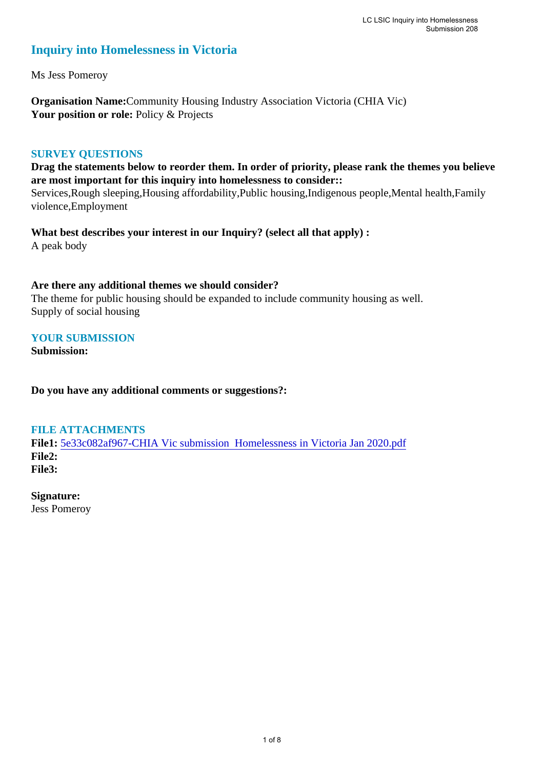# Inquiry into Homelessness in Victoria

Ms Jess Pomeroy

**Organisation Name:** Community Housing Industry Association Victoria (CHIA Vic)
**Your position or role:** Policy & Projects

## SURVEY QUESTIONS

**Drag the statements below to reorder them. In order of priority, please rank the themes you believe are most important for this inquiry into homelessness to consider::**
Services,Rough sleeping,Housing affordability,Public housing,Indigenous people,Mental health,Family violence,Employment

**What best describes your interest in our Inquiry? (select all that apply) :**
A peak body

**Are there any additional themes we should consider?**
The theme for public housing should be expanded to include community housing as well.
Supply of social housing

## YOUR SUBMISSION

**Submission:**

**Do you have any additional comments or suggestions?:**

## FILE ATTACHMENTS

**File1:** 5e33c082af967-CHIA Vic submission Homelessness in Victoria Jan 2020.pdf
**File2:**
**File3:**

**Signature:**
Jess Pomeroy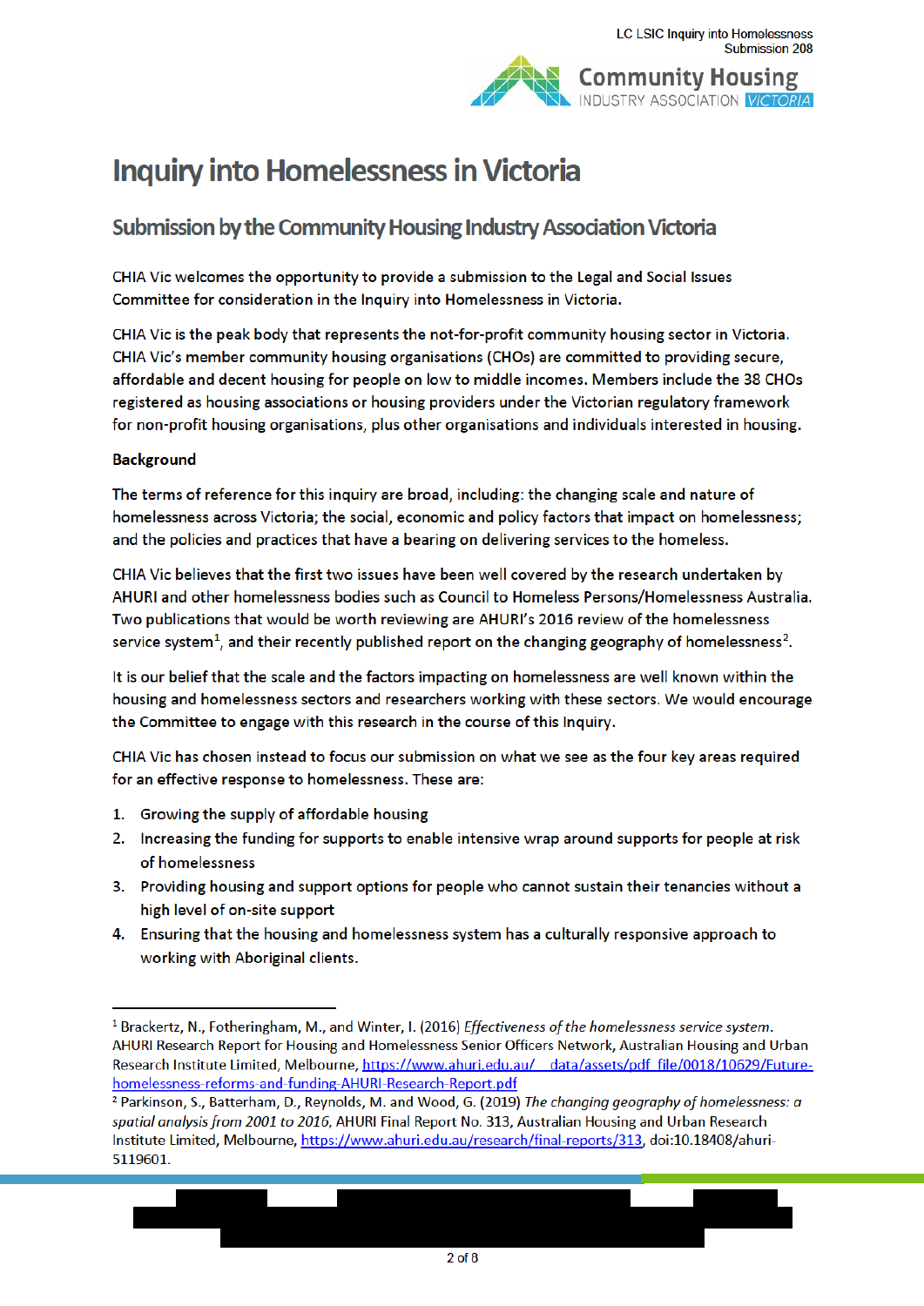# Inquiry into Homelessness in Victoria

## Submission by the Community Housing Industry Association Victoria

CHIA Vic welcomes the opportunity to provide a submission to the Legal and Social Issues Committee for consideration in the Inquiry into Homelessness in Victoria.

CHIA Vic is the peak body that represents the not-for-profit community housing sector in Victoria. CHIA Vic's member community housing organisations (CHOs) are committed to providing secure, affordable and decent housing for people on low to middle incomes. Members include the 38 CHOs registered as housing associations or housing providers under the Victorian regulatory framework for non-profit housing organisations, plus other organisations and individuals interested in housing.

**Background**

The terms of reference for this inquiry are broad, including: the changing scale and nature of homelessness across Victoria; the social, economic and policy factors that impact on homelessness; and the policies and practices that have a bearing on delivering services to the homeless.

CHIA Vic believes that the first two issues have been well covered by the research undertaken by AHURI and other homelessness bodies such as Council to Homeless Persons/Homelessness Australia. Two publications that would be worth reviewing are AHURI's 2016 review of the homelessness service system[1], and their recently published report on the changing geography of homelessness[2].

It is our belief that the scale and the factors impacting on homelessness are well known within the housing and homelessness sectors and researchers working with these sectors. We would encourage the Committee to engage with this research in the course of this Inquiry.

CHIA Vic has chosen instead to focus our submission on what we see as the four key areas required for an effective response to homelessness. These are:

1. Growing the supply of affordable housing
2. Increasing the funding for supports to enable intensive wrap around supports for people at risk of homelessness
3. Providing housing and support options for people who cannot sustain their tenancies without a high level of on-site support
4. Ensuring that the housing and homelessness system has a culturally responsive approach to working with Aboriginal clients.

---

[1] Brackertz, N., Fotheringham, M., and Winter, I. (2016) *Effectiveness of the homelessness service system.* AHURI Research Report for Housing and Homelessness Senior Officers Network, Australian Housing and Urban Research Institute Limited, Melbourne, https://www.ahuri.edu.au/__data/assets/pdf_file/0018/10629/Future-homelessness-reforms-and-funding-AHURI-Research-Report.pdf

[2] Parkinson, S., Batterham, D., Reynolds, M. and Wood, G. (2019) *The changing geography of homelessness: a spatial analysis from 2001 to 2016*, AHURI Final Report No. 313, Australian Housing and Urban Research Institute Limited, Melbourne, https://www.ahuri.edu.au/research/final-reports/313, doi:10.18408/ahuri-5119601.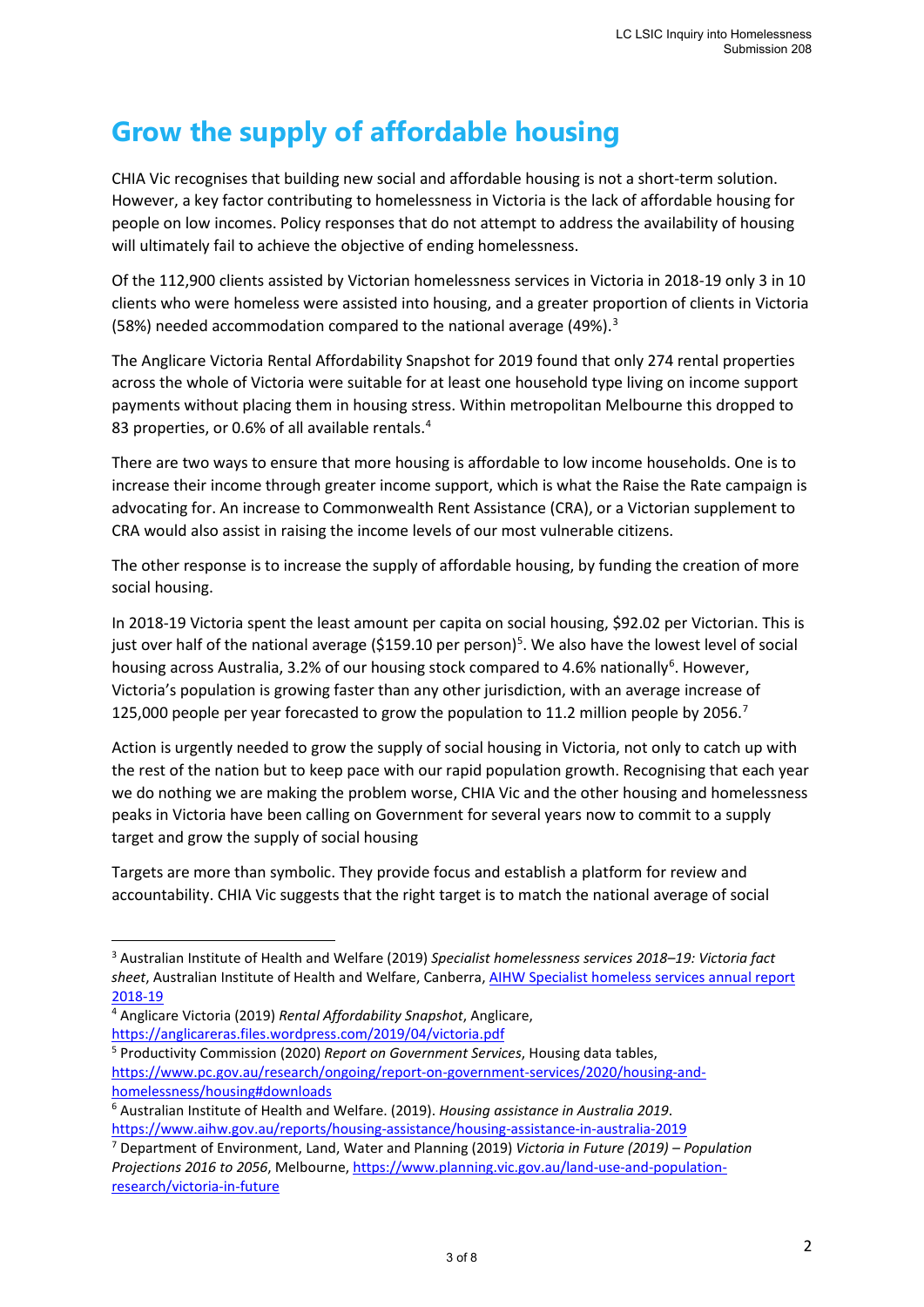# Grow the supply of affordable housing

CHIA Vic recognises that building new social and affordable housing is not a short-term solution. However, a key factor contributing to homelessness in Victoria is the lack of affordable housing for people on low incomes. Policy responses that do not attempt to address the availability of housing will ultimately fail to achieve the objective of ending homelessness.

Of the 112,900 clients assisted by Victorian homelessness services in Victoria in 2018-19 only 3 in 10 clients who were homeless were assisted into housing, and a greater proportion of clients in Victoria (58%) needed accommodation compared to the national average (49%).[3]

The Anglicare Victoria Rental Affordability Snapshot for 2019 found that only 274 rental properties across the whole of Victoria were suitable for at least one household type living on income support payments without placing them in housing stress. Within metropolitan Melbourne this dropped to 83 properties, or 0.6% of all available rentals.[4]

There are two ways to ensure that more housing is affordable to low income households. One is to increase their income through greater income support, which is what the Raise the Rate campaign is advocating for. An increase to Commonwealth Rent Assistance (CRA), or a Victorian supplement to CRA would also assist in raising the income levels of our most vulnerable citizens.

The other response is to increase the supply of affordable housing, by funding the creation of more social housing.

In 2018-19 Victoria spent the least amount per capita on social housing, $92.02 per Victorian. This is just over half of the national average ($159.10 per person)[5]. We also have the lowest level of social housing across Australia, 3.2% of our housing stock compared to 4.6% nationally[6]. However, Victoria's population is growing faster than any other jurisdiction, with an average increase of 125,000 people per year forecasted to grow the population to 11.2 million people by 2056.[7]

Action is urgently needed to grow the supply of social housing in Victoria, not only to catch up with the rest of the nation but to keep pace with our rapid population growth. Recognising that each year we do nothing we are making the problem worse, CHIA Vic and the other housing and homelessness peaks in Victoria have been calling on Government for several years now to commit to a supply target and grow the supply of social housing

Targets are more than symbolic. They provide focus and establish a platform for review and accountability. CHIA Vic suggests that the right target is to match the national average of social

---

[3] Australian Institute of Health and Welfare (2019) *Specialist homelessness services 2018–19: Victoria fact sheet*, Australian Institute of Health and Welfare, Canberra, [AIHW Specialist homeless services annual report 2018-19](AIHW Specialist homeless services annual report 2018-19)

[4] Anglicare Victoria (2019) *Rental Affordability Snapshot*, Anglicare, https://anglicareras.files.wordpress.com/2019/04/victoria.pdf

[5] Productivity Commission (2020) *Report on Government Services*, Housing data tables, https://www.pc.gov.au/research/ongoing/report-on-government-services/2020/housing-and-homelessness/housing#downloads

[6] Australian Institute of Health and Welfare. (2019). *Housing assistance in Australia 2019*. https://www.aihw.gov.au/reports/housing-assistance/housing-assistance-in-australia-2019

[7] Department of Environment, Land, Water and Planning (2019) *Victoria in Future (2019) – Population Projections 2016 to 2056*, Melbourne, https://www.planning.vic.gov.au/land-use-and-population-research/victoria-in-future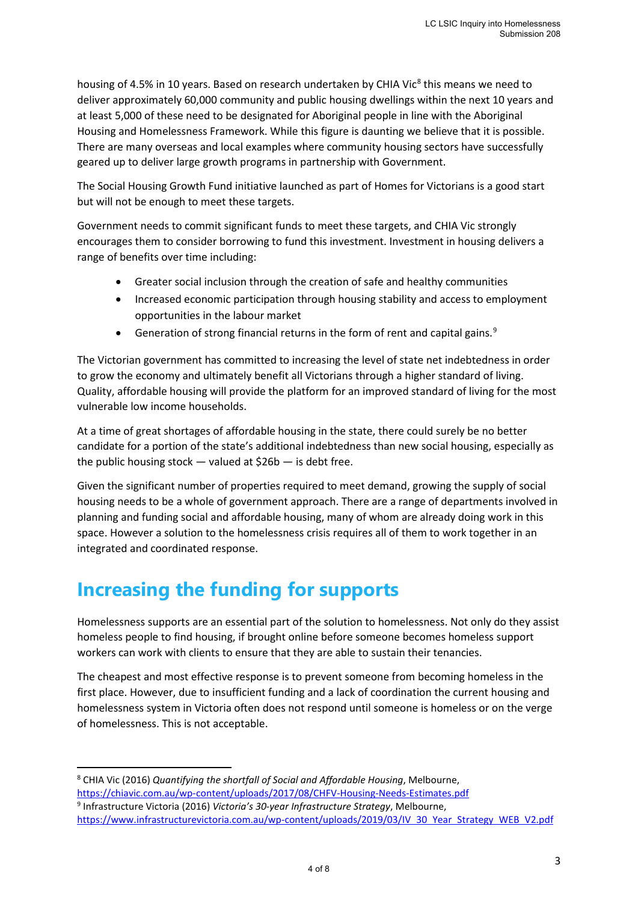housing of 4.5% in 10 years. Based on research undertaken by CHIA Vic[8] this means we need to deliver approximately 60,000 community and public housing dwellings within the next 10 years and at least 5,000 of these need to be designated for Aboriginal people in line with the Aboriginal Housing and Homelessness Framework. While this figure is daunting we believe that it is possible. There are many overseas and local examples where community housing sectors have successfully geared up to deliver large growth programs in partnership with Government.

The Social Housing Growth Fund initiative launched as part of Homes for Victorians is a good start but will not be enough to meet these targets.

Government needs to commit significant funds to meet these targets, and CHIA Vic strongly encourages them to consider borrowing to fund this investment. Investment in housing delivers a range of benefits over time including:

- Greater social inclusion through the creation of safe and healthy communities
- Increased economic participation through housing stability and access to employment opportunities in the labour market
- Generation of strong financial returns in the form of rent and capital gains.[9]

The Victorian government has committed to increasing the level of state net indebtedness in order to grow the economy and ultimately benefit all Victorians through a higher standard of living. Quality, affordable housing will provide the platform for an improved standard of living for the most vulnerable low income households.

At a time of great shortages of affordable housing in the state, there could surely be no better candidate for a portion of the state's additional indebtedness than new social housing, especially as the public housing stock — valued at $26b — is debt free.

Given the significant number of properties required to meet demand, growing the supply of social housing needs to be a whole of government approach. There are a range of departments involved in planning and funding social and affordable housing, many of whom are already doing work in this space. However a solution to the homelessness crisis requires all of them to work together in an integrated and coordinated response.

# Increasing the funding for supports

Homelessness supports are an essential part of the solution to homelessness. Not only do they assist homeless people to find housing, if brought online before someone becomes homeless support workers can work with clients to ensure that they are able to sustain their tenancies.

The cheapest and most effective response is to prevent someone from becoming homeless in the first place. However, due to insufficient funding and a lack of coordination the current housing and homelessness system in Victoria often does not respond until someone is homeless or on the verge of homelessness. This is not acceptable.

---

[8] CHIA Vic (2016) *Quantifying the shortfall of Social and Affordable Housing*, Melbourne, https://chiavic.com.au/wp-content/uploads/2017/08/CHFV-Housing-Needs-Estimates.pdf

[9] Infrastructure Victoria (2016) *Victoria's 30-year Infrastructure Strategy*, Melbourne, https://www.infrastructurevictoria.com.au/wp-content/uploads/2019/03/IV_30_Year_Strategy_WEB_V2.pdf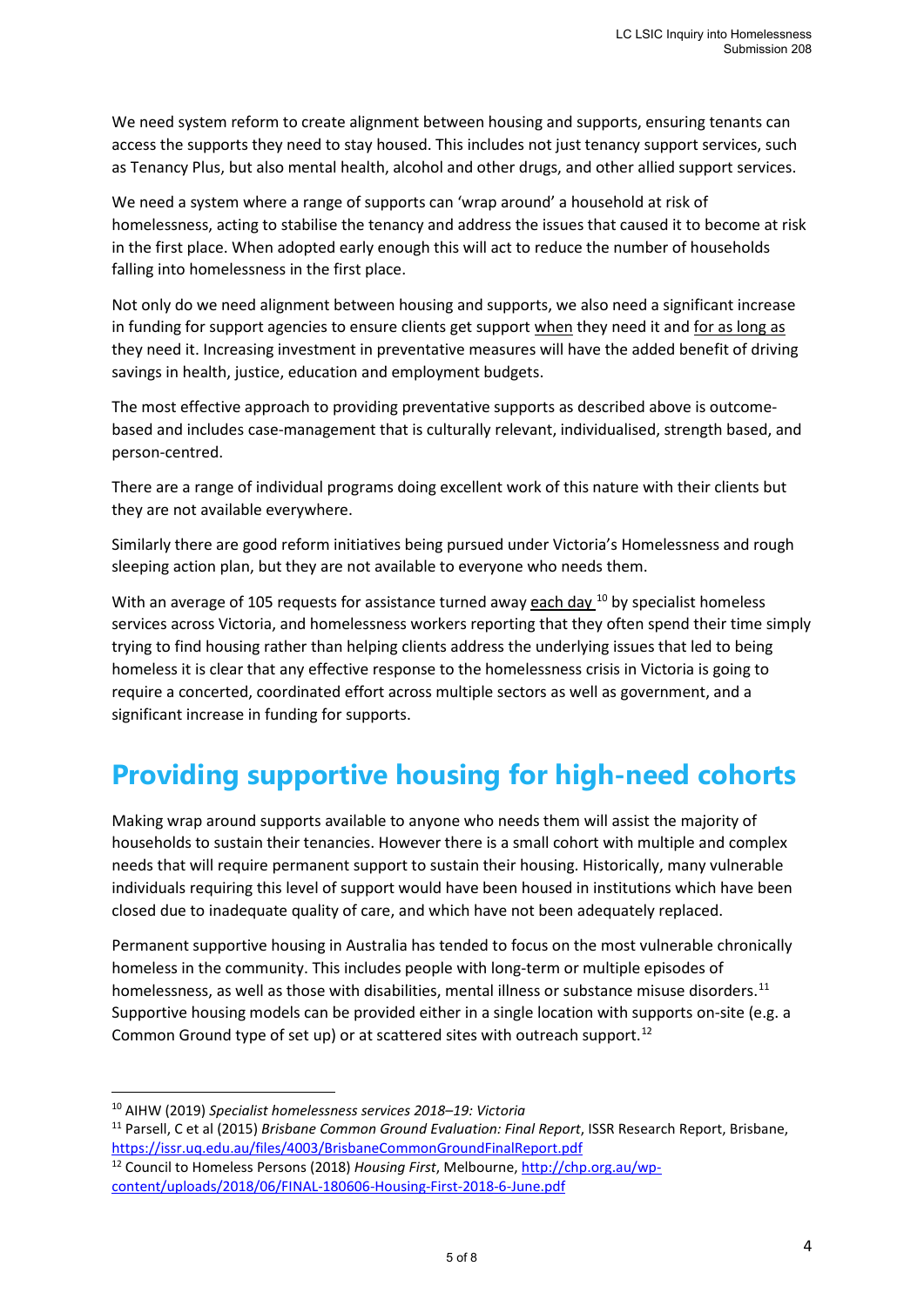We need system reform to create alignment between housing and supports, ensuring tenants can access the supports they need to stay housed. This includes not just tenancy support services, such as Tenancy Plus, but also mental health, alcohol and other drugs, and other allied support services.

We need a system where a range of supports can 'wrap around' a household at risk of homelessness, acting to stabilise the tenancy and address the issues that caused it to become at risk in the first place. When adopted early enough this will act to reduce the number of households falling into homelessness in the first place.

Not only do we need alignment between housing and supports, we also need a significant increase in funding for support agencies to ensure clients get support when they need it and for as long as they need it. Increasing investment in preventative measures will have the added benefit of driving savings in health, justice, education and employment budgets.

The most effective approach to providing preventative supports as described above is outcome-based and includes case-management that is culturally relevant, individualised, strength based, and person-centred.

There are a range of individual programs doing excellent work of this nature with their clients but they are not available everywhere.

Similarly there are good reform initiatives being pursued under Victoria's Homelessness and rough sleeping action plan, but they are not available to everyone who needs them.

With an average of 105 requests for assistance turned away each day [10] by specialist homeless services across Victoria, and homelessness workers reporting that they often spend their time simply trying to find housing rather than helping clients address the underlying issues that led to being homeless it is clear that any effective response to the homelessness crisis in Victoria is going to require a concerted, coordinated effort across multiple sectors as well as government, and a significant increase in funding for supports.

## Providing supportive housing for high-need cohorts

Making wrap around supports available to anyone who needs them will assist the majority of households to sustain their tenancies. However there is a small cohort with multiple and complex needs that will require permanent support to sustain their housing. Historically, many vulnerable individuals requiring this level of support would have been housed in institutions which have been closed due to inadequate quality of care, and which have not been adequately replaced.

Permanent supportive housing in Australia has tended to focus on the most vulnerable chronically homeless in the community. This includes people with long-term or multiple episodes of homelessness, as well as those with disabilities, mental illness or substance misuse disorders.[11] Supportive housing models can be provided either in a single location with supports on-site (e.g. a Common Ground type of set up) or at scattered sites with outreach support.[12]

---

[10] AIHW (2019) *Specialist homelessness services 2018–19: Victoria*

[11] Parsell, C et al (2015) *Brisbane Common Ground Evaluation: Final Report*, ISSR Research Report, Brisbane, https://issr.uq.edu.au/files/4003/BrisbaneCommonGroundFinalReport.pdf

[12] Council to Homeless Persons (2018) *Housing First*, Melbourne, http://chp.org.au/wp-content/uploads/2018/06/FINAL-180606-Housing-First-2018-6-June.pdf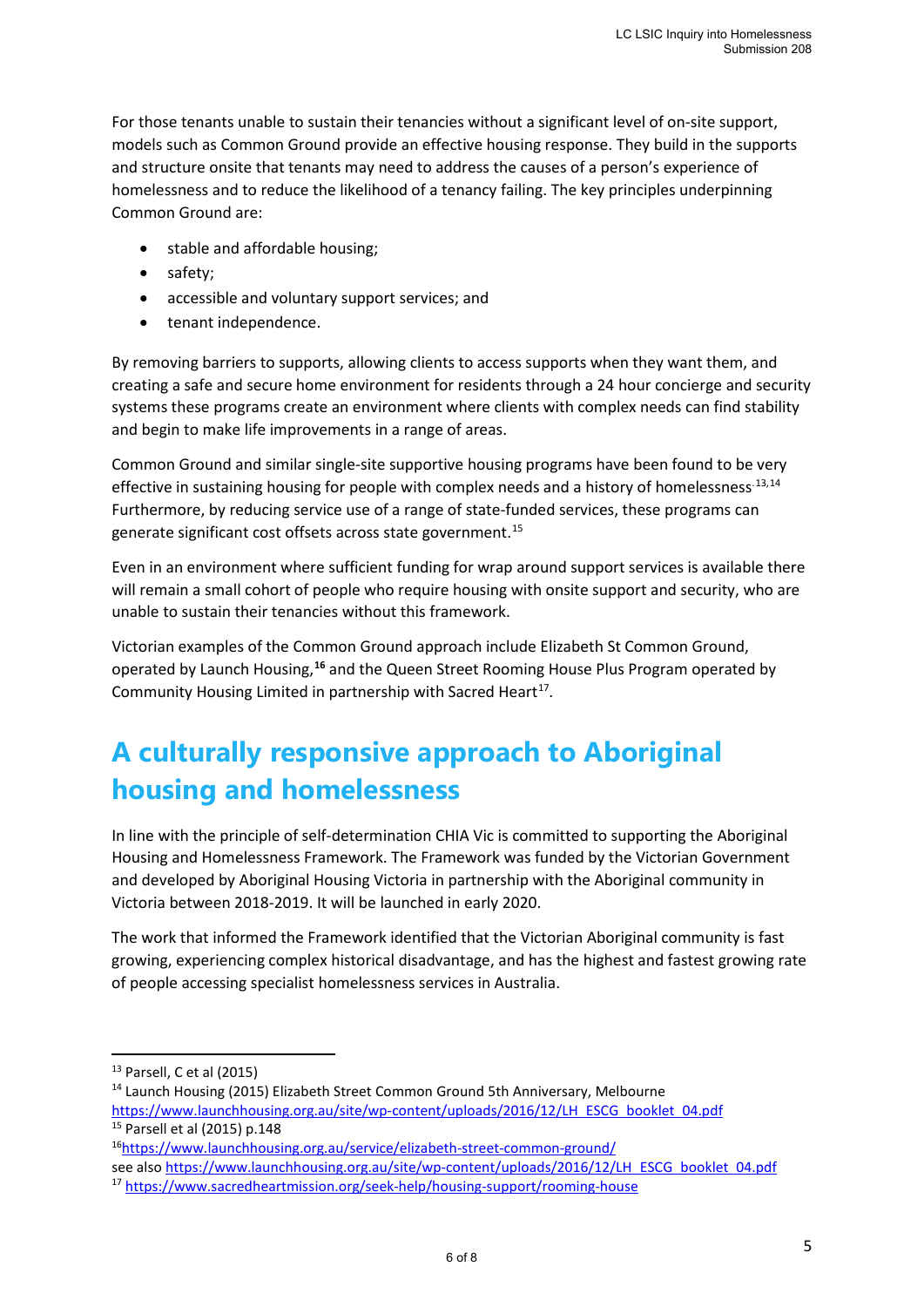For those tenants unable to sustain their tenancies without a significant level of on-site support, models such as Common Ground provide an effective housing response. They build in the supports and structure onsite that tenants may need to address the causes of a person's experience of homelessness and to reduce the likelihood of a tenancy failing. The key principles underpinning Common Ground are:

- stable and affordable housing;
- safety;
- accessible and voluntary support services; and
- tenant independence.

By removing barriers to supports, allowing clients to access supports when they want them, and creating a safe and secure home environment for residents through a 24 hour concierge and security systems these programs create an environment where clients with complex needs can find stability and begin to make life improvements in a range of areas.

Common Ground and similar single-site supportive housing programs have been found to be very effective in sustaining housing for people with complex needs and a history of homelessness.[13,14] Furthermore, by reducing service use of a range of state-funded services, these programs can generate significant cost offsets across state government.[15]

Even in an environment where sufficient funding for wrap around support services is available there will remain a small cohort of people who require housing with onsite support and security, who are unable to sustain their tenancies without this framework.

Victorian examples of the Common Ground approach include Elizabeth St Common Ground, operated by Launch Housing,[16] and the Queen Street Rooming House Plus Program operated by Community Housing Limited in partnership with Sacred Heart[17].

## A culturally responsive approach to Aboriginal housing and homelessness

In line with the principle of self-determination CHIA Vic is committed to supporting the Aboriginal Housing and Homelessness Framework. The Framework was funded by the Victorian Government and developed by Aboriginal Housing Victoria in partnership with the Aboriginal community in Victoria between 2018-2019. It will be launched in early 2020.

The work that informed the Framework identified that the Victorian Aboriginal community is fast growing, experiencing complex historical disadvantage, and has the highest and fastest growing rate of people accessing specialist homelessness services in Australia.

---

[13] Parsell, C et al (2015)

[14] Launch Housing (2015) Elizabeth Street Common Ground 5th Anniversary, Melbourne https://www.launchhousing.org.au/site/wp-content/uploads/2016/12/LH_ESCG_booklet_04.pdf

[15] Parsell et al (2015) p.148

[16] https://www.launchhousing.org.au/service/elizabeth-street-common-ground/
see also https://www.launchhousing.org.au/site/wp-content/uploads/2016/12/LH_ESCG_booklet_04.pdf

[17] https://www.sacredheartmission.org/seek-help/housing-support/rooming-house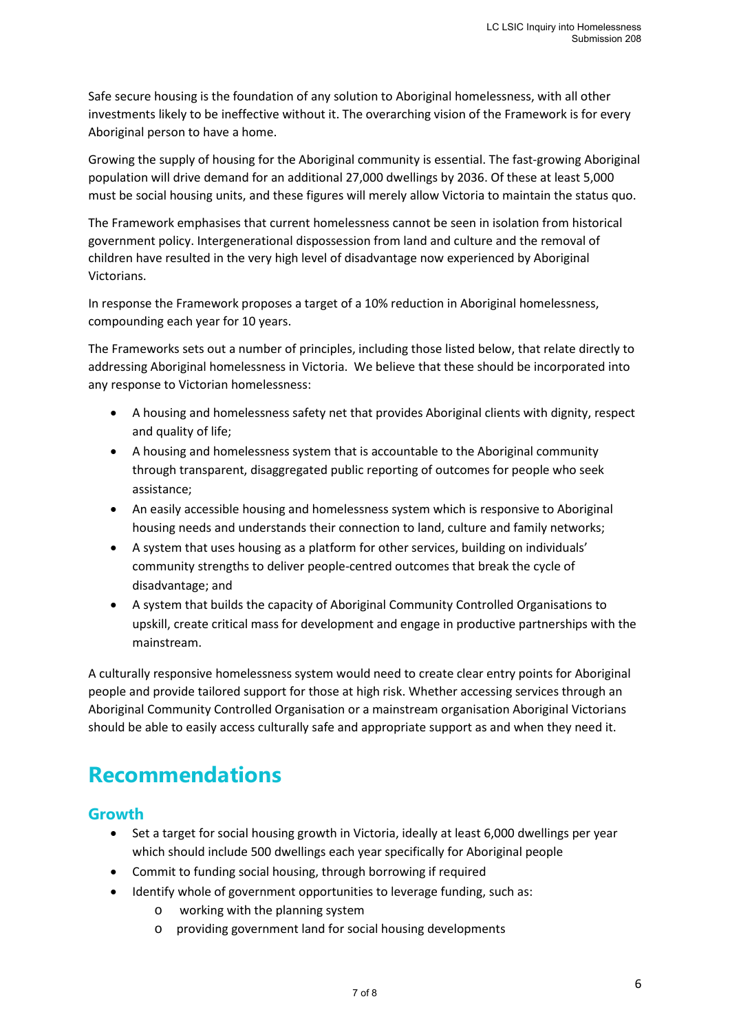Safe secure housing is the foundation of any solution to Aboriginal homelessness, with all other investments likely to be ineffective without it. The overarching vision of the Framework is for every Aboriginal person to have a home.

Growing the supply of housing for the Aboriginal community is essential. The fast-growing Aboriginal population will drive demand for an additional 27,000 dwellings by 2036. Of these at least 5,000 must be social housing units, and these figures will merely allow Victoria to maintain the status quo.

The Framework emphasises that current homelessness cannot be seen in isolation from historical government policy. Intergenerational dispossession from land and culture and the removal of children have resulted in the very high level of disadvantage now experienced by Aboriginal Victorians.

In response the Framework proposes a target of a 10% reduction in Aboriginal homelessness, compounding each year for 10 years.

The Frameworks sets out a number of principles, including those listed below, that relate directly to addressing Aboriginal homelessness in Victoria. We believe that these should be incorporated into any response to Victorian homelessness:

- A housing and homelessness safety net that provides Aboriginal clients with dignity, respect and quality of life;
- A housing and homelessness system that is accountable to the Aboriginal community through transparent, disaggregated public reporting of outcomes for people who seek assistance;
- An easily accessible housing and homelessness system which is responsive to Aboriginal housing needs and understands their connection to land, culture and family networks;
- A system that uses housing as a platform for other services, building on individuals' community strengths to deliver people-centred outcomes that break the cycle of disadvantage; and
- A system that builds the capacity of Aboriginal Community Controlled Organisations to upskill, create critical mass for development and engage in productive partnerships with the mainstream.

A culturally responsive homelessness system would need to create clear entry points for Aboriginal people and provide tailored support for those at high risk. Whether accessing services through an Aboriginal Community Controlled Organisation or a mainstream organisation Aboriginal Victorians should be able to easily access culturally safe and appropriate support as and when they need it.

# Recommendations

## Growth

- Set a target for social housing growth in Victoria, ideally at least 6,000 dwellings per year which should include 500 dwellings each year specifically for Aboriginal people
- Commit to funding social housing, through borrowing if required
- Identify whole of government opportunities to leverage funding, such as:
  - working with the planning system
  - providing government land for social housing developments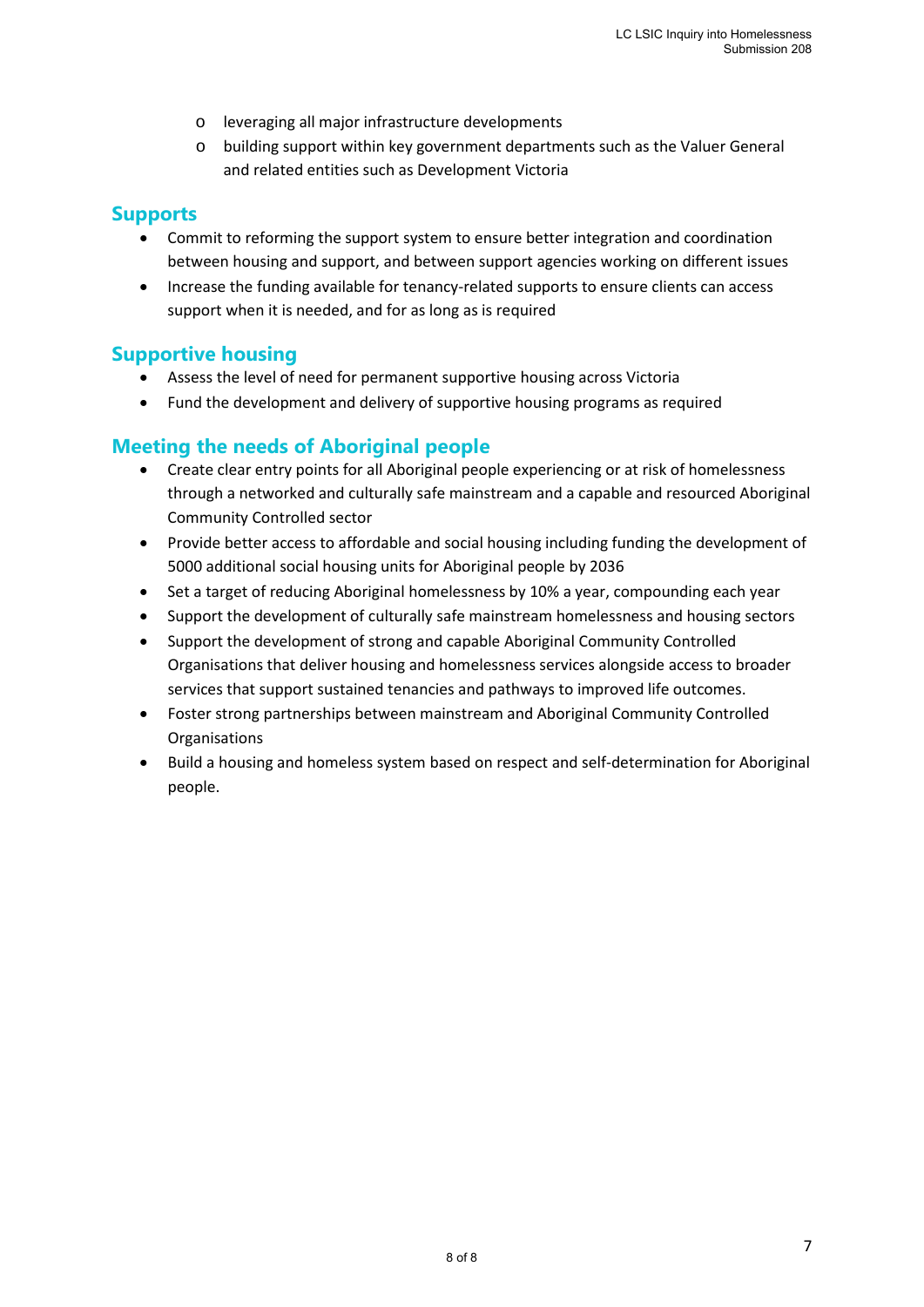- leveraging all major infrastructure developments
  - building support within key government departments such as the Valuer General and related entities such as Development Victoria

## Supports

- Commit to reforming the support system to ensure better integration and coordination between housing and support, and between support agencies working on different issues
- Increase the funding available for tenancy-related supports to ensure clients can access support when it is needed, and for as long as is required

## Supportive housing

- Assess the level of need for permanent supportive housing across Victoria
- Fund the development and delivery of supportive housing programs as required

## Meeting the needs of Aboriginal people

- Create clear entry points for all Aboriginal people experiencing or at risk of homelessness through a networked and culturally safe mainstream and a capable and resourced Aboriginal Community Controlled sector
- Provide better access to affordable and social housing including funding the development of 5000 additional social housing units for Aboriginal people by 2036
- Set a target of reducing Aboriginal homelessness by 10% a year, compounding each year
- Support the development of culturally safe mainstream homelessness and housing sectors
- Support the development of strong and capable Aboriginal Community Controlled Organisations that deliver housing and homelessness services alongside access to broader services that support sustained tenancies and pathways to improved life outcomes.
- Foster strong partnerships between mainstream and Aboriginal Community Controlled Organisations
- Build a housing and homeless system based on respect and self-determination for Aboriginal people.